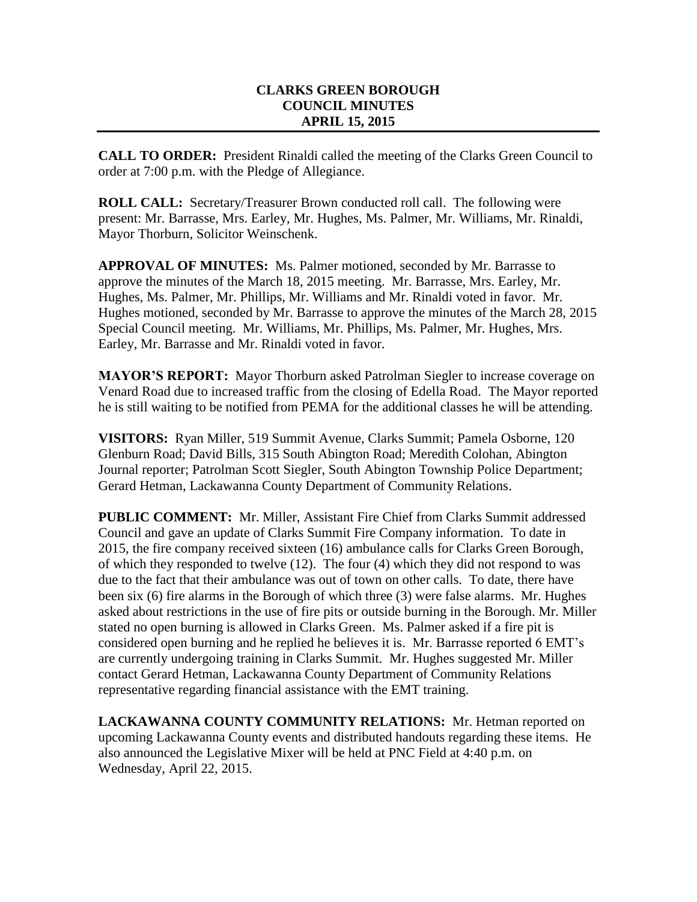# CLARKS GREEN BOROUGH
# COUNCIL MINUTES
# APRIL 15, 2015

**CALL TO ORDER:** President Rinaldi called the meeting of the Clarks Green Council to order at 7:00 p.m. with the Pledge of Allegiance.

**ROLL CALL:** Secretary/Treasurer Brown conducted roll call. The following were present: Mr. Barrasse, Mrs. Earley, Mr. Hughes, Ms. Palmer, Mr. Williams, Mr. Rinaldi, Mayor Thorburn, Solicitor Weinschenk.

**APPROVAL OF MINUTES:** Ms. Palmer motioned, seconded by Mr. Barrasse to approve the minutes of the March 18, 2015 meeting. Mr. Barrasse, Mrs. Earley, Mr. Hughes, Ms. Palmer, Mr. Phillips, Mr. Williams and Mr. Rinaldi voted in favor. Mr. Hughes motioned, seconded by Mr. Barrasse to approve the minutes of the March 28, 2015 Special Council meeting. Mr. Williams, Mr. Phillips, Ms. Palmer, Mr. Hughes, Mrs. Earley, Mr. Barrasse and Mr. Rinaldi voted in favor.

**MAYOR'S REPORT:** Mayor Thorburn asked Patrolman Siegler to increase coverage on Venard Road due to increased traffic from the closing of Edella Road. The Mayor reported he is still waiting to be notified from PEMA for the additional classes he will be attending.

**VISITORS:** Ryan Miller, 519 Summit Avenue, Clarks Summit; Pamela Osborne, 120 Glenburn Road; David Bills, 315 South Abington Road; Meredith Colohan, Abington Journal reporter; Patrolman Scott Siegler, South Abington Township Police Department; Gerard Hetman, Lackawanna County Department of Community Relations.

**PUBLIC COMMENT:** Mr. Miller, Assistant Fire Chief from Clarks Summit addressed Council and gave an update of Clarks Summit Fire Company information. To date in 2015, the fire company received sixteen (16) ambulance calls for Clarks Green Borough, of which they responded to twelve (12). The four (4) which they did not respond to was due to the fact that their ambulance was out of town on other calls. To date, there have been six (6) fire alarms in the Borough of which three (3) were false alarms. Mr. Hughes asked about restrictions in the use of fire pits or outside burning in the Borough. Mr. Miller stated no open burning is allowed in Clarks Green. Ms. Palmer asked if a fire pit is considered open burning and he replied he believes it is. Mr. Barrasse reported 6 EMT's are currently undergoing training in Clarks Summit. Mr. Hughes suggested Mr. Miller contact Gerard Hetman, Lackawanna County Department of Community Relations representative regarding financial assistance with the EMT training.

**LACKAWANNA COUNTY COMMUNITY RELATIONS:** Mr. Hetman reported on upcoming Lackawanna County events and distributed handouts regarding these items. He also announced the Legislative Mixer will be held at PNC Field at 4:40 p.m. on Wednesday, April 22, 2015.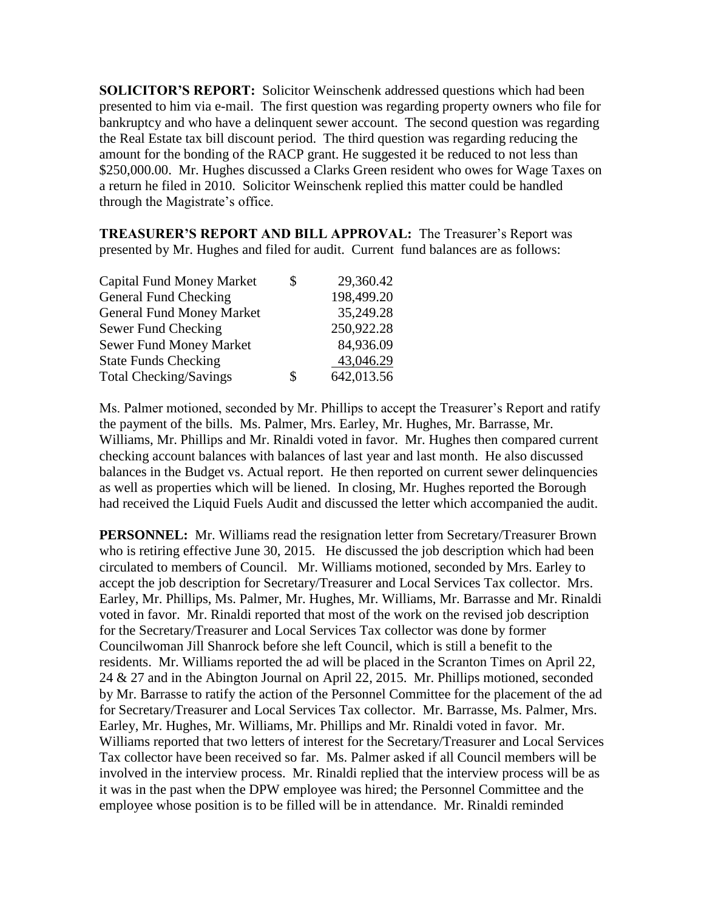**SOLICITOR'S REPORT:** Solicitor Weinschenk addressed questions which had been presented to him via e-mail. The first question was regarding property owners who file for bankruptcy and who have a delinquent sewer account. The second question was regarding the Real Estate tax bill discount period. The third question was regarding reducing the amount for the bonding of the RACP grant. He suggested it be reduced to not less than $250,000.00. Mr. Hughes discussed a Clarks Green resident who owes for Wage Taxes on a return he filed in 2010. Solicitor Weinschenk replied this matter could be handled through the Magistrate's office.

**TREASURER'S REPORT AND BILL APPROVAL:** The Treasurer's Report was presented by Mr. Hughes and filed for audit. Current fund balances are as follows:

| | | |
|---|---|---|
| Capital Fund Money Market | $ | 29,360.42 |
| General Fund Checking | | 198,499.20 |
| General Fund Money Market | | 35,249.28 |
| Sewer Fund Checking | | 250,922.28 |
| Sewer Fund Money Market | | 84,936.09 |
| State Funds Checking | | 43,046.29 |
| Total Checking/Savings | $ | 642,013.56 |

Ms. Palmer motioned, seconded by Mr. Phillips to accept the Treasurer's Report and ratify the payment of the bills. Ms. Palmer, Mrs. Earley, Mr. Hughes, Mr. Barrasse, Mr. Williams, Mr. Phillips and Mr. Rinaldi voted in favor. Mr. Hughes then compared current checking account balances with balances of last year and last month. He also discussed balances in the Budget vs. Actual report. He then reported on current sewer delinquencies as well as properties which will be liened. In closing, Mr. Hughes reported the Borough had received the Liquid Fuels Audit and discussed the letter which accompanied the audit.

**PERSONNEL:** Mr. Williams read the resignation letter from Secretary/Treasurer Brown who is retiring effective June 30, 2015. He discussed the job description which had been circulated to members of Council. Mr. Williams motioned, seconded by Mrs. Earley to accept the job description for Secretary/Treasurer and Local Services Tax collector. Mrs. Earley, Mr. Phillips, Ms. Palmer, Mr. Hughes, Mr. Williams, Mr. Barrasse and Mr. Rinaldi voted in favor. Mr. Rinaldi reported that most of the work on the revised job description for the Secretary/Treasurer and Local Services Tax collector was done by former Councilwoman Jill Shanrock before she left Council, which is still a benefit to the residents. Mr. Williams reported the ad will be placed in the Scranton Times on April 22, 24 & 27 and in the Abington Journal on April 22, 2015. Mr. Phillips motioned, seconded by Mr. Barrasse to ratify the action of the Personnel Committee for the placement of the ad for Secretary/Treasurer and Local Services Tax collector. Mr. Barrasse, Ms. Palmer, Mrs. Earley, Mr. Hughes, Mr. Williams, Mr. Phillips and Mr. Rinaldi voted in favor. Mr. Williams reported that two letters of interest for the Secretary/Treasurer and Local Services Tax collector have been received so far. Ms. Palmer asked if all Council members will be involved in the interview process. Mr. Rinaldi replied that the interview process will be as it was in the past when the DPW employee was hired; the Personnel Committee and the employee whose position is to be filled will be in attendance. Mr. Rinaldi reminded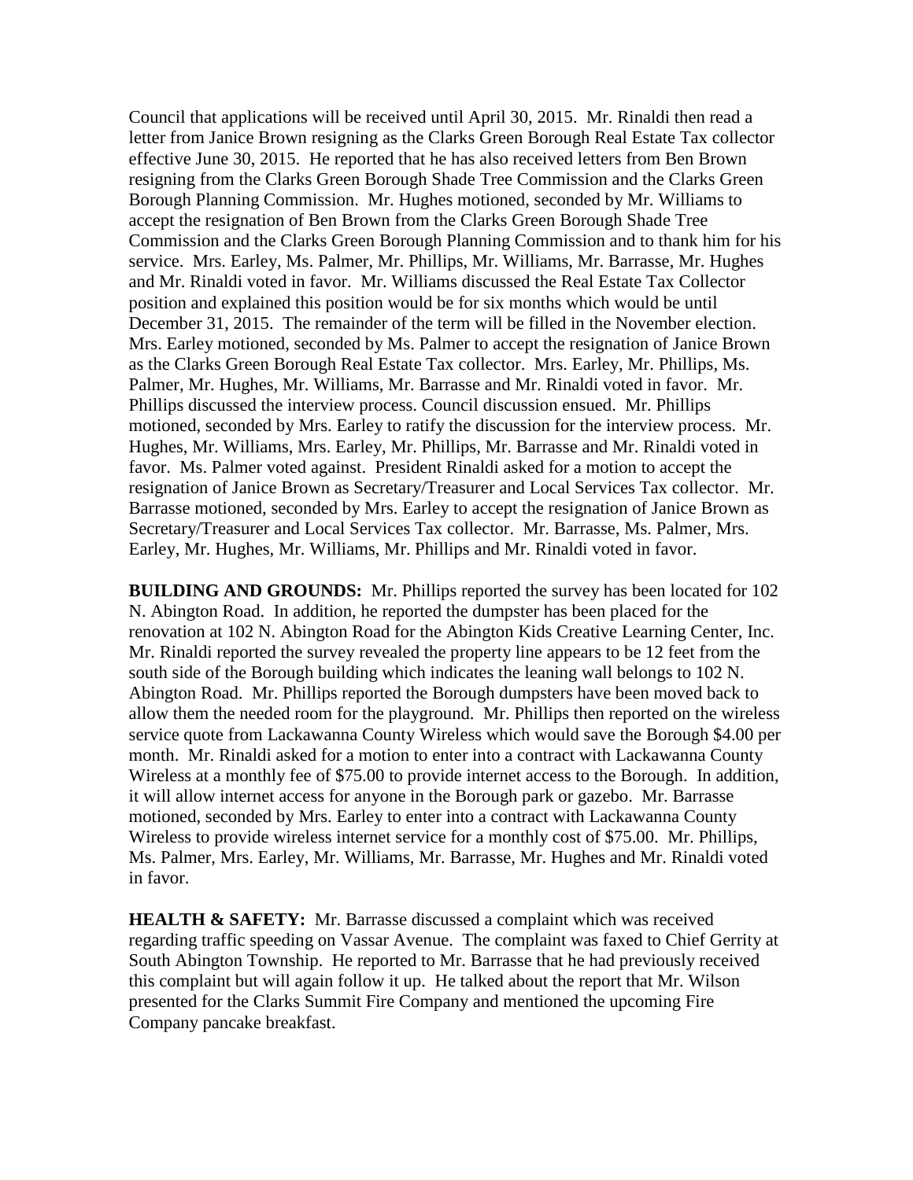Council that applications will be received until April 30, 2015. Mr. Rinaldi then read a letter from Janice Brown resigning as the Clarks Green Borough Real Estate Tax collector effective June 30, 2015. He reported that he has also received letters from Ben Brown resigning from the Clarks Green Borough Shade Tree Commission and the Clarks Green Borough Planning Commission. Mr. Hughes motioned, seconded by Mr. Williams to accept the resignation of Ben Brown from the Clarks Green Borough Shade Tree Commission and the Clarks Green Borough Planning Commission and to thank him for his service. Mrs. Earley, Ms. Palmer, Mr. Phillips, Mr. Williams, Mr. Barrasse, Mr. Hughes and Mr. Rinaldi voted in favor. Mr. Williams discussed the Real Estate Tax Collector position and explained this position would be for six months which would be until December 31, 2015. The remainder of the term will be filled in the November election. Mrs. Earley motioned, seconded by Ms. Palmer to accept the resignation of Janice Brown as the Clarks Green Borough Real Estate Tax collector. Mrs. Earley, Mr. Phillips, Ms. Palmer, Mr. Hughes, Mr. Williams, Mr. Barrasse and Mr. Rinaldi voted in favor. Mr. Phillips discussed the interview process. Council discussion ensued. Mr. Phillips motioned, seconded by Mrs. Earley to ratify the discussion for the interview process. Mr. Hughes, Mr. Williams, Mrs. Earley, Mr. Phillips, Mr. Barrasse and Mr. Rinaldi voted in favor. Ms. Palmer voted against. President Rinaldi asked for a motion to accept the resignation of Janice Brown as Secretary/Treasurer and Local Services Tax collector. Mr. Barrasse motioned, seconded by Mrs. Earley to accept the resignation of Janice Brown as Secretary/Treasurer and Local Services Tax collector. Mr. Barrasse, Ms. Palmer, Mrs. Earley, Mr. Hughes, Mr. Williams, Mr. Phillips and Mr. Rinaldi voted in favor.

**BUILDING AND GROUNDS:** Mr. Phillips reported the survey has been located for 102 N. Abington Road. In addition, he reported the dumpster has been placed for the renovation at 102 N. Abington Road for the Abington Kids Creative Learning Center, Inc. Mr. Rinaldi reported the survey revealed the property line appears to be 12 feet from the south side of the Borough building which indicates the leaning wall belongs to 102 N. Abington Road. Mr. Phillips reported the Borough dumpsters have been moved back to allow them the needed room for the playground. Mr. Phillips then reported on the wireless service quote from Lackawanna County Wireless which would save the Borough $4.00 per month. Mr. Rinaldi asked for a motion to enter into a contract with Lackawanna County Wireless at a monthly fee of $75.00 to provide internet access to the Borough. In addition, it will allow internet access for anyone in the Borough park or gazebo. Mr. Barrasse motioned, seconded by Mrs. Earley to enter into a contract with Lackawanna County Wireless to provide wireless internet service for a monthly cost of $75.00. Mr. Phillips, Ms. Palmer, Mrs. Earley, Mr. Williams, Mr. Barrasse, Mr. Hughes and Mr. Rinaldi voted in favor.

**HEALTH & SAFETY:** Mr. Barrasse discussed a complaint which was received regarding traffic speeding on Vassar Avenue. The complaint was faxed to Chief Gerrity at South Abington Township. He reported to Mr. Barrasse that he had previously received this complaint but will again follow it up. He talked about the report that Mr. Wilson presented for the Clarks Summit Fire Company and mentioned the upcoming Fire Company pancake breakfast.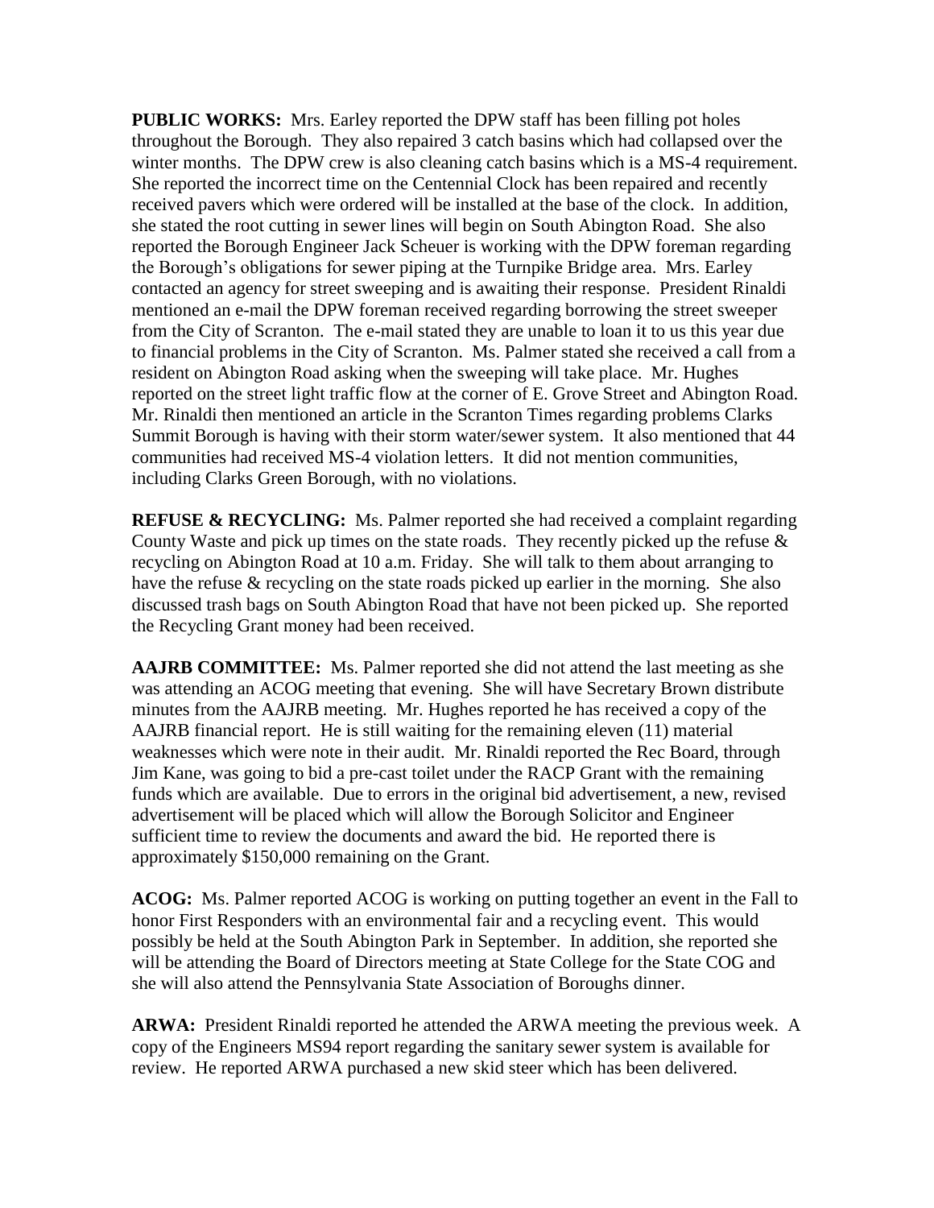**PUBLIC WORKS:** Mrs. Earley reported the DPW staff has been filling pot holes throughout the Borough. They also repaired 3 catch basins which had collapsed over the winter months. The DPW crew is also cleaning catch basins which is a MS-4 requirement. She reported the incorrect time on the Centennial Clock has been repaired and recently received pavers which were ordered will be installed at the base of the clock. In addition, she stated the root cutting in sewer lines will begin on South Abington Road. She also reported the Borough Engineer Jack Scheuer is working with the DPW foreman regarding the Borough's obligations for sewer piping at the Turnpike Bridge area. Mrs. Earley contacted an agency for street sweeping and is awaiting their response. President Rinaldi mentioned an e-mail the DPW foreman received regarding borrowing the street sweeper from the City of Scranton. The e-mail stated they are unable to loan it to us this year due to financial problems in the City of Scranton. Ms. Palmer stated she received a call from a resident on Abington Road asking when the sweeping will take place. Mr. Hughes reported on the street light traffic flow at the corner of E. Grove Street and Abington Road. Mr. Rinaldi then mentioned an article in the Scranton Times regarding problems Clarks Summit Borough is having with their storm water/sewer system. It also mentioned that 44 communities had received MS-4 violation letters. It did not mention communities, including Clarks Green Borough, with no violations.

**REFUSE & RECYCLING:** Ms. Palmer reported she had received a complaint regarding County Waste and pick up times on the state roads. They recently picked up the refuse & recycling on Abington Road at 10 a.m. Friday. She will talk to them about arranging to have the refuse & recycling on the state roads picked up earlier in the morning. She also discussed trash bags on South Abington Road that have not been picked up. She reported the Recycling Grant money had been received.

**AAJRB COMMITTEE:** Ms. Palmer reported she did not attend the last meeting as she was attending an ACOG meeting that evening. She will have Secretary Brown distribute minutes from the AAJRB meeting. Mr. Hughes reported he has received a copy of the AAJRB financial report. He is still waiting for the remaining eleven (11) material weaknesses which were note in their audit. Mr. Rinaldi reported the Rec Board, through Jim Kane, was going to bid a pre-cast toilet under the RACP Grant with the remaining funds which are available. Due to errors in the original bid advertisement, a new, revised advertisement will be placed which will allow the Borough Solicitor and Engineer sufficient time to review the documents and award the bid. He reported there is approximately $150,000 remaining on the Grant.

**ACOG:** Ms. Palmer reported ACOG is working on putting together an event in the Fall to honor First Responders with an environmental fair and a recycling event. This would possibly be held at the South Abington Park in September. In addition, she reported she will be attending the Board of Directors meeting at State College for the State COG and she will also attend the Pennsylvania State Association of Boroughs dinner.

**ARWA:** President Rinaldi reported he attended the ARWA meeting the previous week. A copy of the Engineers MS94 report regarding the sanitary sewer system is available for review. He reported ARWA purchased a new skid steer which has been delivered.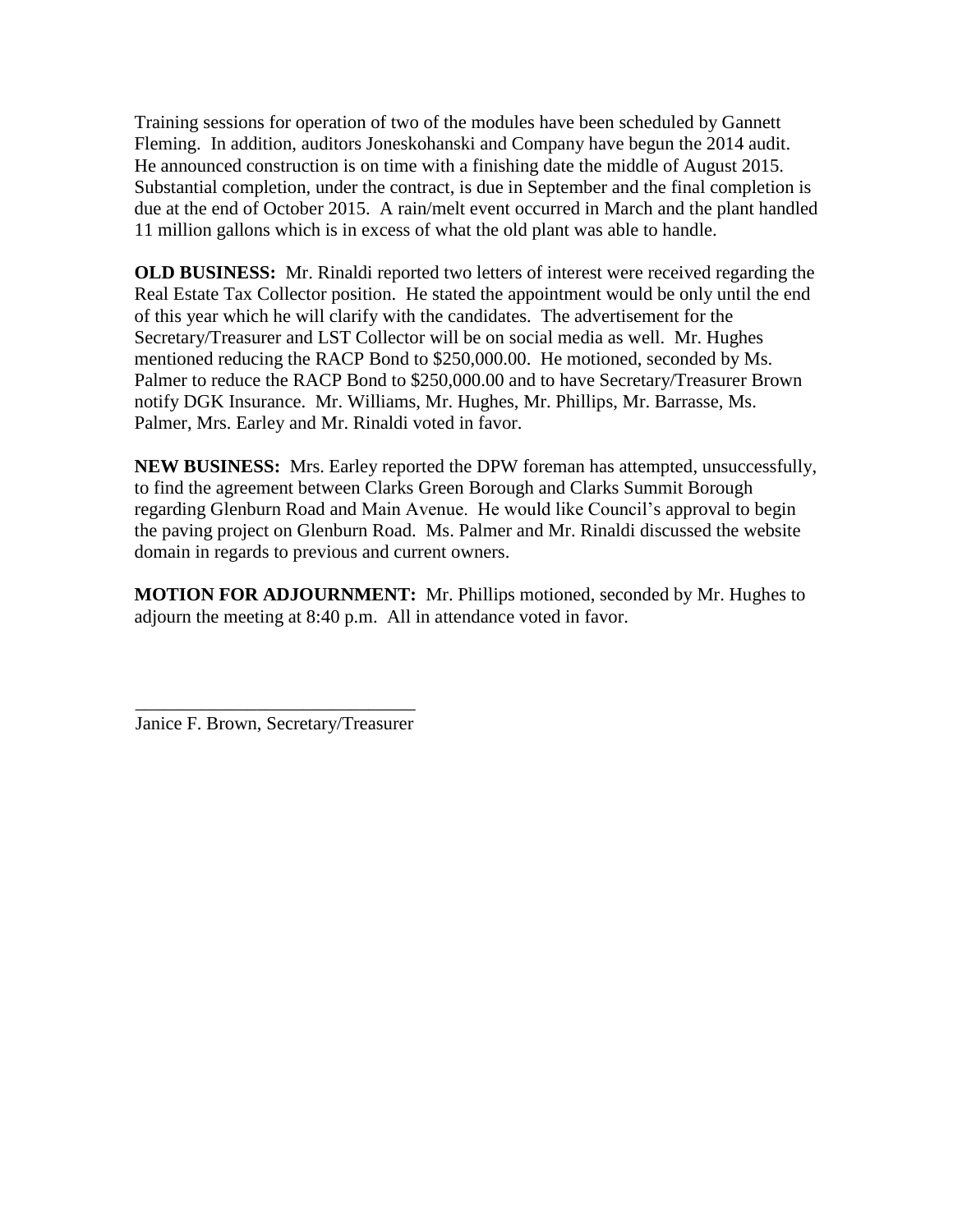Training sessions for operation of two of the modules have been scheduled by Gannett Fleming. In addition, auditors Joneskohanski and Company have begun the 2014 audit. He announced construction is on time with a finishing date the middle of August 2015. Substantial completion, under the contract, is due in September and the final completion is due at the end of October 2015. A rain/melt event occurred in March and the plant handled 11 million gallons which is in excess of what the old plant was able to handle.

**OLD BUSINESS:** Mr. Rinaldi reported two letters of interest were received regarding the Real Estate Tax Collector position. He stated the appointment would be only until the end of this year which he will clarify with the candidates. The advertisement for the Secretary/Treasurer and LST Collector will be on social media as well. Mr. Hughes mentioned reducing the RACP Bond to $250,000.00. He motioned, seconded by Ms. Palmer to reduce the RACP Bond to $250,000.00 and to have Secretary/Treasurer Brown notify DGK Insurance. Mr. Williams, Mr. Hughes, Mr. Phillips, Mr. Barrasse, Ms. Palmer, Mrs. Earley and Mr. Rinaldi voted in favor.

**NEW BUSINESS:** Mrs. Earley reported the DPW foreman has attempted, unsuccessfully, to find the agreement between Clarks Green Borough and Clarks Summit Borough regarding Glenburn Road and Main Avenue. He would like Council's approval to begin the paving project on Glenburn Road. Ms. Palmer and Mr. Rinaldi discussed the website domain in regards to previous and current owners.

**MOTION FOR ADJOURNMENT:** Mr. Phillips motioned, seconded by Mr. Hughes to adjourn the meeting at 8:40 p.m. All in attendance voted in favor.

______________________________
Janice F. Brown, Secretary/Treasurer